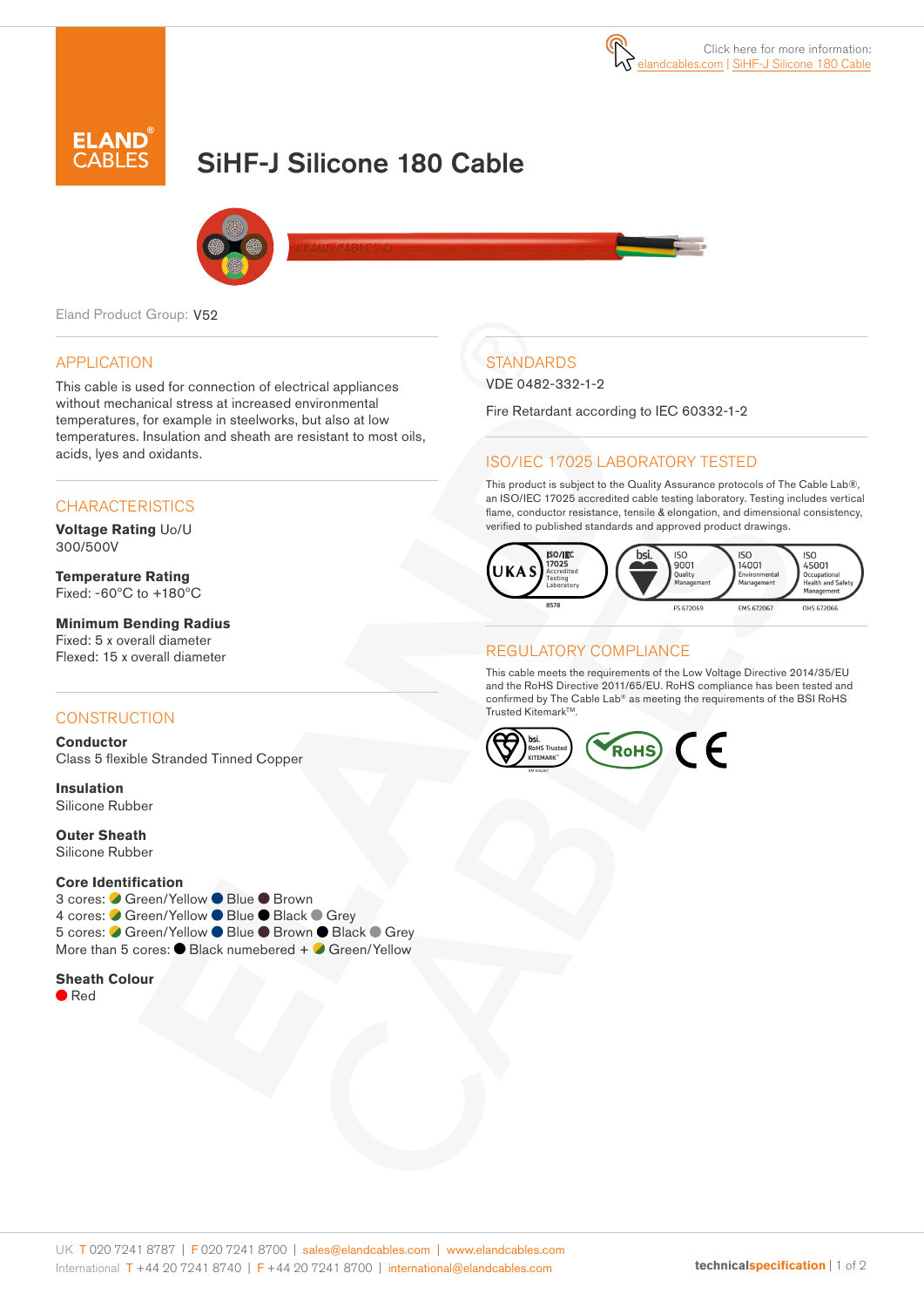Click here for more information: elandcables.com | SiHF-J Silicone 180 Cable

# SiHF-J Silicone 180 Cable

Eland Product Group: V52

## APPLICATION

This cable is used for connection of electrical appliances without mechanical stress at increased environmental temperatures, for example in steelworks, but also at low temperatures. Insulation and sheath are resistant to most oils, acids, lyes and oxidants.

## CHARACTERISTICS

**Voltage Rating** Uo/U
300/500V

**Temperature Rating**
Fixed: -60°C to +180°C

**Minimum Bending Radius**
Fixed: 5 x overall diameter
Flexed: 15 x overall diameter

## CONSTRUCTION

**Conductor**
Class 5 flexible Stranded Tinned Copper

**Insulation**
Silicone Rubber

**Outer Sheath**
Silicone Rubber

**Core Identification**
3 cores: Green/Yellow, Blue, Brown
4 cores: Green/Yellow, Blue, Black, Grey
5 cores: Green/Yellow, Blue, Brown, Black, Grey
More than 5 cores: Black numebered + Green/Yellow

**Sheath Colour**
Red

## STANDARDS

VDE 0482-332-1-2

Fire Retardant according to IEC 60332-1-2

## ISO/IEC 17025 LABORATORY TESTED

This product is subject to the Quality Assurance protocols of The Cable Lab®, an ISO/IEC 17025 accredited cable testing laboratory. Testing includes vertical flame, conductor resistance, tensile & elongation, and dimensional consistency, verified to published standards and approved product drawings.

UKAS ISO/IEC 17025 Accredited Testing Laboratory 8578 | bsi. ISO 9001 Quality Management FS 672069 | ISO 14001 Environmental Management EMS 672067 | ISO 45001 Occupational Health and Safety Management OHS 672066

## REGULATORY COMPLIANCE

This cable meets the requirements of the Low Voltage Directive 2014/35/EU and the RoHS Directive 2011/65/EU. RoHS compliance has been tested and confirmed by The Cable Lab® as meeting the requirements of the BSI RoHS Trusted Kitemark™.

bsi. RoHS Trusted KITEMARK™ KM 636267 | RoHS | CE

UK T 020 7241 8787 | F 020 7241 8700 | sales@elandcables.com | www.elandcables.com
International T +44 20 7241 8740 | F +44 20 7241 8700 | international@elandcables.com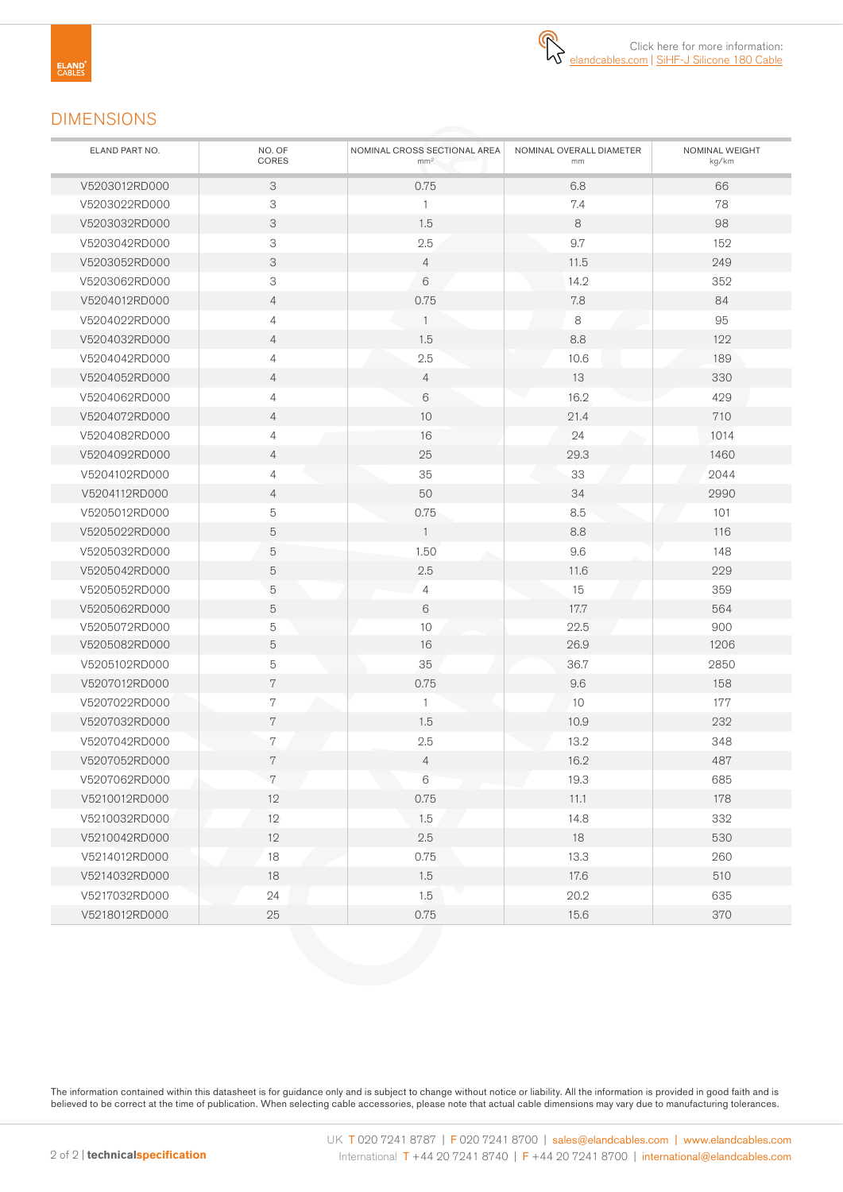Click here for more information: elandcables.com | SiHF-J Silicone 180 Cable

## DIMENSIONS

| ELAND PART NO. | NO. OF CORES | NOMINAL CROSS SECTIONAL AREA $mm^2$ | NOMINAL OVERALL DIAMETER mm | NOMINAL WEIGHT kg/km |
|---|---|---|---|---|
| V5203012RD000 | 3 | 0.75 | 6.8 | 66 |
| V5203022RD000 | 3 | 1 | 7.4 | 78 |
| V5203032RD000 | 3 | 1.5 | 8 | 98 |
| V5203042RD000 | 3 | 2.5 | 9.7 | 152 |
| V5203052RD000 | 3 | 4 | 11.5 | 249 |
| V5203062RD000 | 3 | 6 | 14.2 | 352 |
| V5204012RD000 | 4 | 0.75 | 7.8 | 84 |
| V5204022RD000 | 4 | 1 | 8 | 95 |
| V5204032RD000 | 4 | 1.5 | 8.8 | 122 |
| V5204042RD000 | 4 | 2.5 | 10.6 | 189 |
| V5204052RD000 | 4 | 4 | 13 | 330 |
| V5204062RD000 | 4 | 6 | 16.2 | 429 |
| V5204072RD000 | 4 | 10 | 21.4 | 710 |
| V5204082RD000 | 4 | 16 | 24 | 1014 |
| V5204092RD000 | 4 | 25 | 29.3 | 1460 |
| V5204102RD000 | 4 | 35 | 33 | 2044 |
| V5204112RD000 | 4 | 50 | 34 | 2990 |
| V5205012RD000 | 5 | 0.75 | 8.5 | 101 |
| V5205022RD000 | 5 | 1 | 8.8 | 116 |
| V5205032RD000 | 5 | 1.50 | 9.6 | 148 |
| V5205042RD000 | 5 | 2.5 | 11.6 | 229 |
| V5205052RD000 | 5 | 4 | 15 | 359 |
| V5205062RD000 | 5 | 6 | 17.7 | 564 |
| V5205072RD000 | 5 | 10 | 22.5 | 900 |
| V5205082RD000 | 5 | 16 | 26.9 | 1206 |
| V5205102RD000 | 5 | 35 | 36.7 | 2850 |
| V5207012RD000 | 7 | 0.75 | 9.6 | 158 |
| V5207022RD000 | 7 | 1 | 10 | 177 |
| V5207032RD000 | 7 | 1.5 | 10.9 | 232 |
| V5207042RD000 | 7 | 2.5 | 13.2 | 348 |
| V5207052RD000 | 7 | 4 | 16.2 | 487 |
| V5207062RD000 | 7 | 6 | 19.3 | 685 |
| V5210012RD000 | 12 | 0.75 | 11.1 | 178 |
| V5210032RD000 | 12 | 1.5 | 14.8 | 332 |
| V5210042RD000 | 12 | 2.5 | 18 | 530 |
| V5214012RD000 | 18 | 0.75 | 13.3 | 260 |
| V5214032RD000 | 18 | 1.5 | 17.6 | 510 |
| V5217032RD000 | 24 | 1.5 | 20.2 | 635 |
| V5218012RD000 | 25 | 0.75 | 15.6 | 370 |

The information contained within this datasheet is for guidance only and is subject to change without notice or liability. All the information is provided in good faith and is believed to be correct at the time of publication. When selecting cable accessories, please note that actual cable dimensions may vary due to manufacturing tolerances.

UK T 020 7241 8787 | F 020 7241 8700 | sales@elandcables.com | www.elandcables.com
International T +44 20 7241 8740 | F +44 20 7241 8700 | international@elandcables.com